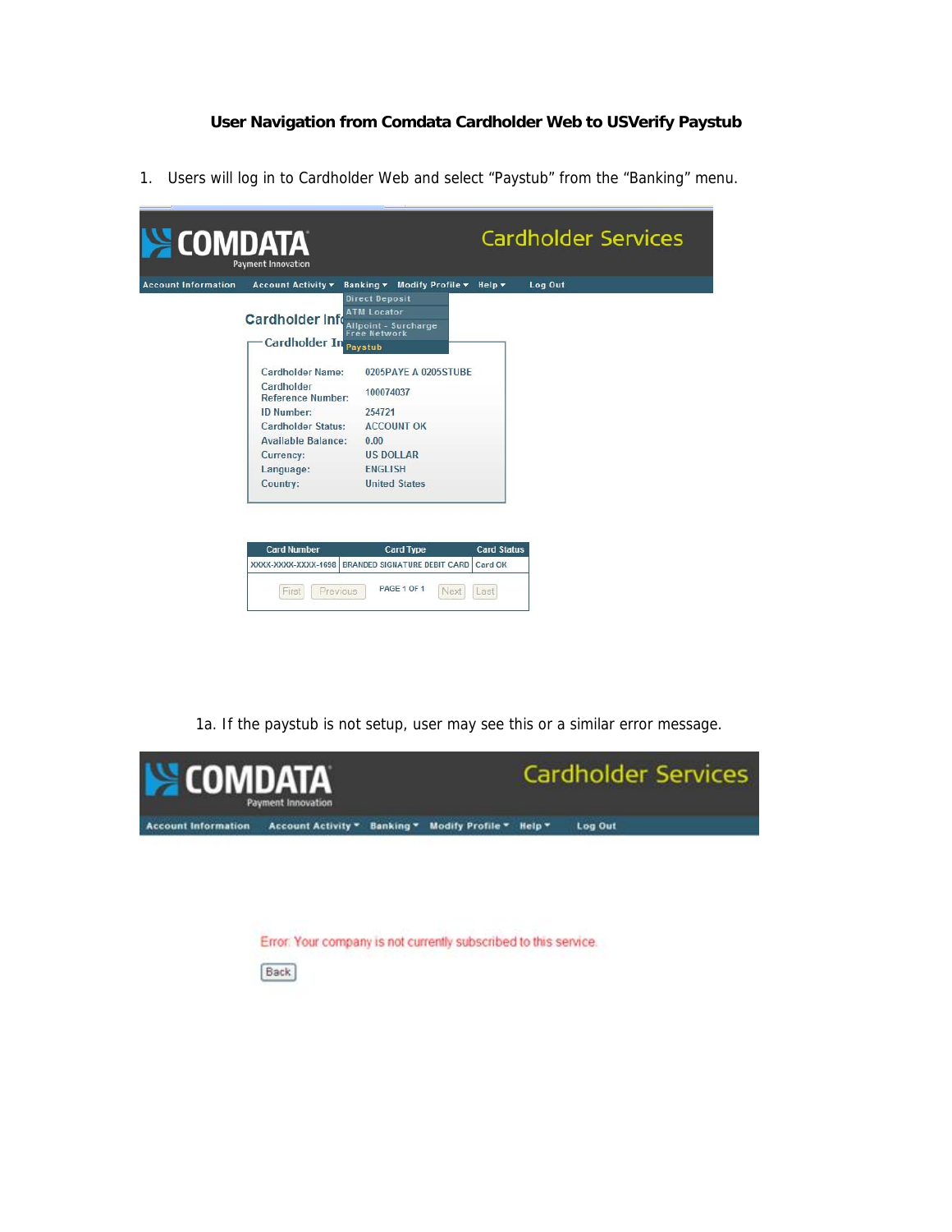# User Navigation from Comdata Cardholder Web to USVerify Paystub

1. Users will log in to Cardholder Web and select “Paystub” from the “Banking” menu.

COMDATA
Payment Innovation

Cardholder Services

Account Information | Account Activity ▾ | Banking ▾ | Modify Profile ▾ | Help ▾ | Log Out

Banking menu: Direct Deposit | ATM Locator | Allpoint - Surcharge Free Network | Paystub

Cardholder Info

Cardholder In

| | |
|---|---|
| Cardholder Name: | 0205PAYE A 0205STUBE |
| Cardholder Reference Number: | 100074037 |
| ID Number: | 254721 |
| Cardholder Status: | ACCOUNT OK |
| Available Balance: | 0.00 |
| Currency: | US DOLLAR |
| Language: | ENGLISH |
| Country: | United States |

| Card Number | Card Type | Card Status |
|---|---|---|
| XXXX-XXXX-XXXX-1698 | BRANDED SIGNATURE DEBIT CARD | Card OK |

First | Previous | PAGE 1 OF 1 | Next | Last

1a. If the paystub is not setup, user may see this or a similar error message.

COMDATA
Payment Innovation

Cardholder Services

Account Information | Account Activity ▾ | Banking ▾ | Modify Profile ▾ | Help ▾ | Log Out

Error: Your company is not currently subscribed to this service.

Back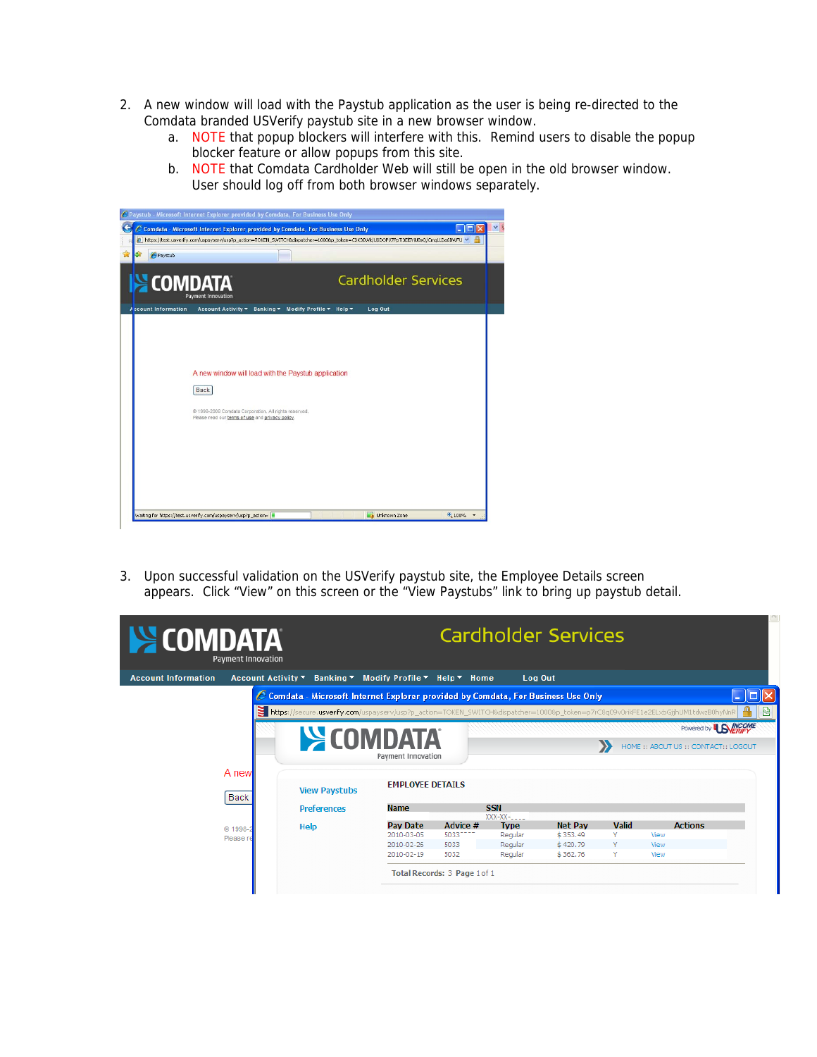2. A new window will load with the Paystub application as the user is being re-directed to the Comdata branded USVerify paystub site in a new browser window.
   a. NOTE that popup blockers will interfere with this. Remind users to disable the popup blocker feature or allow popups from this site.
   b. NOTE that Comdata Cardholder Web will still be open in the old browser window. User should log off from both browser windows separately.

3. Upon successful validation on the USVerify paystub site, the Employee Details screen appears. Click "View" on this screen or the "View Paystubs" link to bring up paystub detail.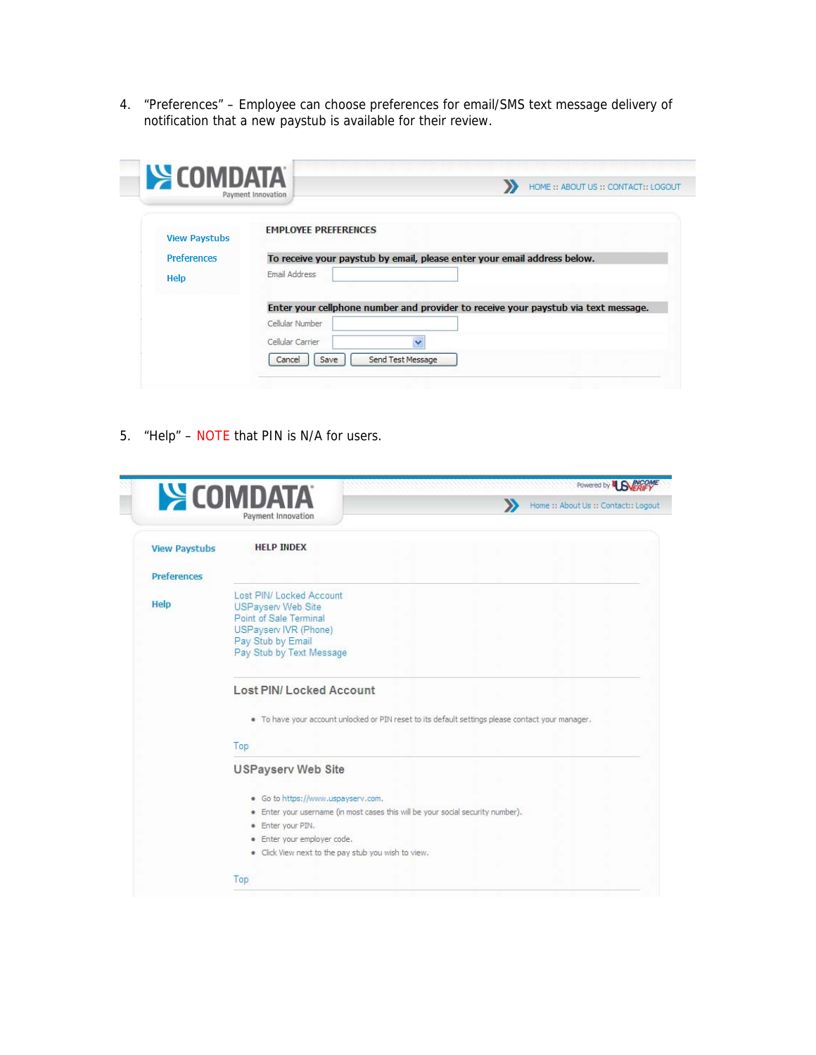4. "Preferences" – Employee can choose preferences for email/SMS text message delivery of notification that a new paystub is available for their review.

COMDATA Payment Innovation

HOME :: ABOUT US :: CONTACT:: LOGOUT

View Paystubs
Preferences
Help

**EMPLOYEE PREFERENCES**

**To receive your paystub by email, please enter your email address below.**

Email Address

**Enter your cellphone number and provider to receive your paystub via text message.**

Cellular Number

Cellular Carrier

Cancel | Save | Send Test Message

5. "Help" – NOTE that PIN is N/A for users.

COMDATA Payment Innovation

Powered by US INCOME VERIFY

Home :: About Us :: Contact:: Logout

View Paystubs
Preferences
Help

**HELP INDEX**

Lost PIN/ Locked Account
USPayserv Web Site
Point of Sale Terminal
USPayserv IVR (Phone)
Pay Stub by Email
Pay Stub by Text Message

**Lost PIN/ Locked Account**

- To have your account unlocked or PIN reset to its default settings please contact your manager.

Top

**USPayserv Web Site**

- Go to https://www.uspayserv.com.
- Enter your username (in most cases this will be your social security number).
- Enter your PIN.
- Enter your employer code.
- Click View next to the pay stub you wish to view.

Top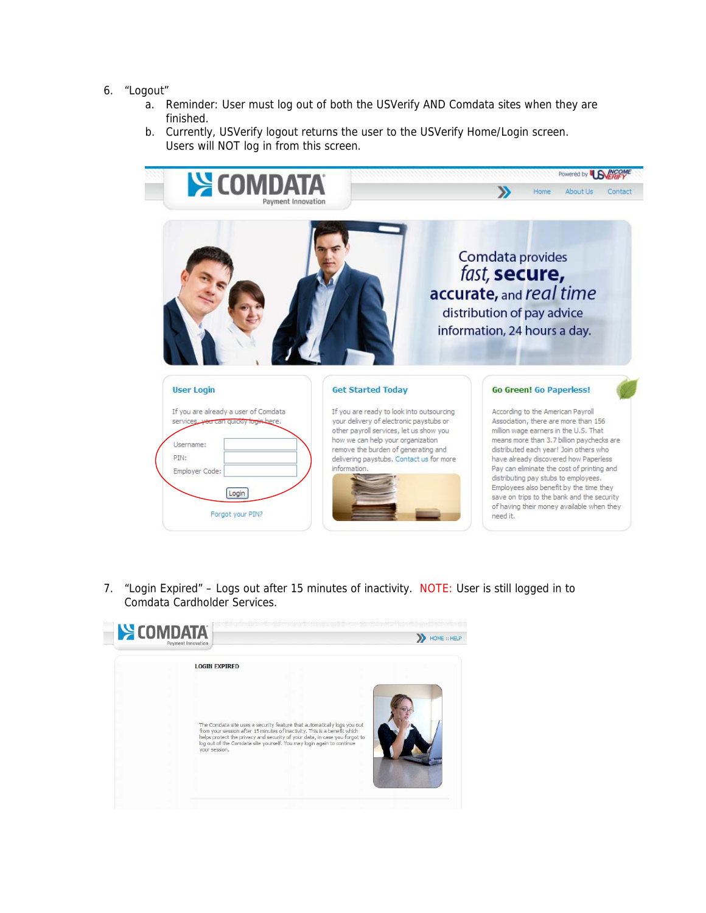6. "Logout"
   a. Reminder: User must log out of both the USVerify AND Comdata sites when they are finished.
   b. Currently, USVerify logout returns the user to the USVerify Home/Login screen. Users will NOT log in from this screen.

COMDATA Payment Innovation

Powered by US INCOME VERIFY

Home About Us Contact

Comdata provides fast, secure, accurate, and real time distribution of pay advice information, 24 hours a day.

**User Login**

If you are already a user of Comdata services, you can quickly login here.

Username:
PIN:
Employer Code:

Login

Forgot your PIN?

**Get Started Today**

If you are ready to look into outsourcing your delivery of electronic paystubs or other payroll services, let us show you how we can help your organization remove the burden of generating and delivering paystubs. Contact us for more information.

**Go Green! Go Paperless!**

According to the American Payroll Association, there are more than 156 million wage earners in the U.S. That means more than 3.7 billion paychecks are distributed each year! Join others who have already discovered how Paperless Pay can eliminate the cost of printing and distributing pay stubs to employees. Employees also benefit by the time they save on trips to the bank and the security of having their money available when they need it.

7. "Login Expired" – Logs out after 15 minutes of inactivity. NOTE: User is still logged in to Comdata Cardholder Services.

COMDATA Payment Innovation

HOME :: HELP

LOGIN EXPIRED

The Comdata site uses a security feature that automatically logs you out from your session after 15 minutes of inactivity. This is a benefit which helps protect the privacy and security of your data, in case you forgot to log out of the Comdata site yourself. You may login again to continue your session.